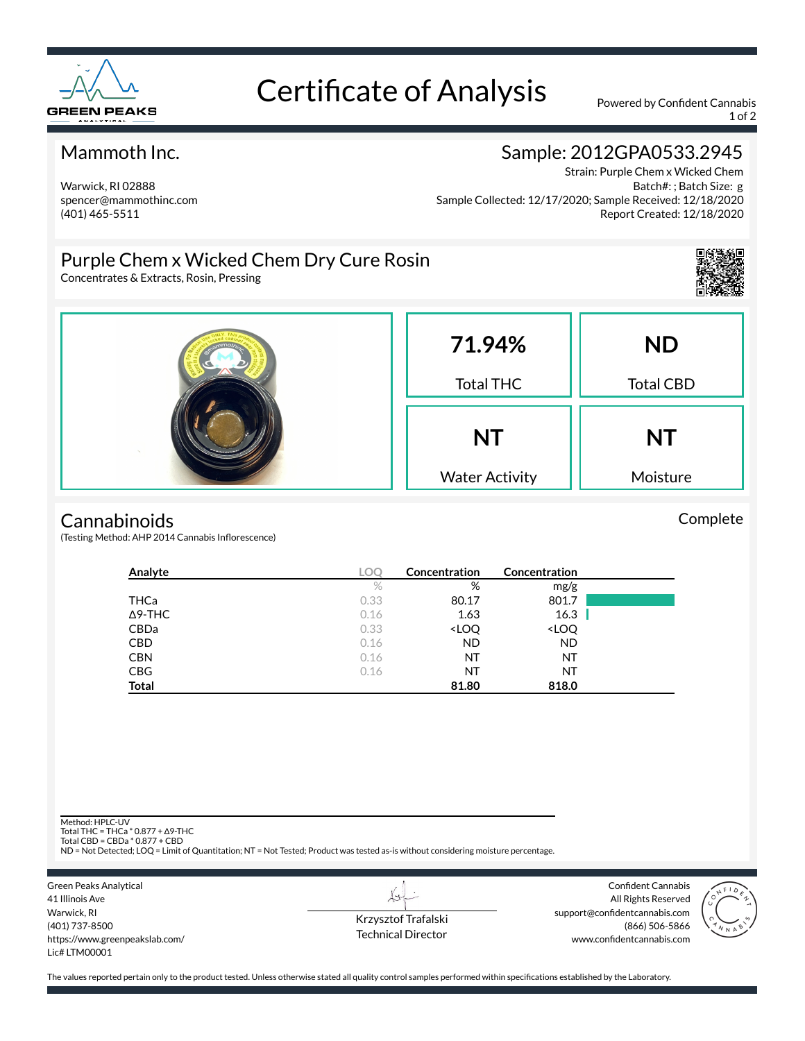# Certificate of Analysis

Powered by Confident Cannabis

## Mammoth Inc.

Warwick, RI 02888
spencer@mammothinc.com
(401) 465-5511

## Sample: 2012GPA0533.2945

Strain: Purple Chem x Wicked Chem
Batch#: ; Batch Size: g
Sample Collected: 12/17/2020; Sample Received: 12/18/2020
Report Created: 12/18/2020

## Purple Chem x Wicked Chem Dry Cure Rosin

Concentrates & Extracts, Rosin, Pressing

| 71.94% | ND |
|---|---|
| Total THC | Total CBD |
| **NT** | **NT** |
| Water Activity | Moisture |

## Cannabinoids

Complete

(Testing Method: AHP 2014 Cannabis Inflorescence)

| Analyte | LOQ | Concentration | Concentration |
|---|---|---|---|
| | % | % | mg/g |
| THCa | 0.33 | 80.17 | 801.7 |
| Δ9-THC | 0.16 | 1.63 | 16.3 |
| CBDa | 0.33 | <LOQ | <LOQ |
| CBD | 0.16 | ND | ND |
| CBN | 0.16 | NT | NT |
| CBG | 0.16 | NT | NT |
| **Total** | | **81.80** | **818.0** |

Method: HPLC-UV
Total THC = THCa * 0.877 + Δ9-THC
Total CBD = CBDa * 0.877 + CBD
ND = Not Detected; LOQ = Limit of Quantitation; NT = Not Tested; Product was tested as-is without considering moisture percentage.

Green Peaks Analytical
41 Illinois Ave
Warwick, RI
(401) 737-8500
https://www.greenpeakslab.com/
Lic# LTM00001

Krzysztof Trafalski
Technical Director

Confident Cannabis
All Rights Reserved
support@confidentcannabis.com
(866) 506-5866
www.confidentcannabis.com

The values reported pertain only to the product tested. Unless otherwise stated all quality control samples performed within specifications established by the Laboratory.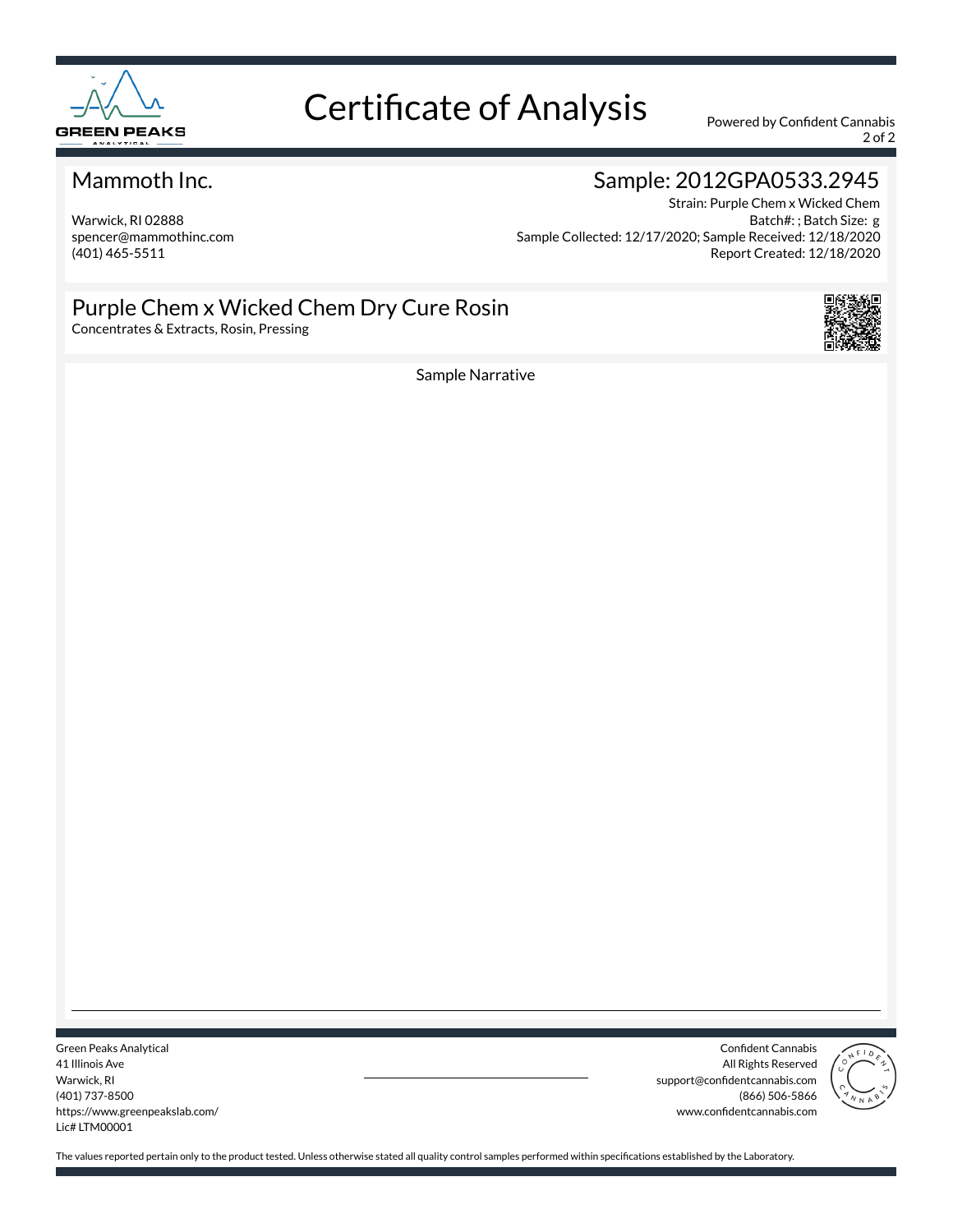# Certificate of Analysis

Powered by Confident Cannabis

## Mammoth Inc.

Warwick, RI 02888
spencer@mammothinc.com
(401) 465-5511

## Sample: 2012GPA0533.2945

Strain: Purple Chem x Wicked Chem
Batch#: ; Batch Size: g
Sample Collected: 12/17/2020; Sample Received: 12/18/2020
Report Created: 12/18/2020

## Purple Chem x Wicked Chem Dry Cure Rosin

Concentrates & Extracts, Rosin, Pressing

Sample Narrative

Green Peaks Analytical
41 Illinois Ave
Warwick, RI
(401) 737-8500
https://www.greenpeakslab.com/
Lic# LTM00001

Confident Cannabis
All Rights Reserved
support@confidentcannabis.com
(866) 506-5866
www.confidentcannabis.com

The values reported pertain only to the product tested. Unless otherwise stated all quality control samples performed within specifications established by the Laboratory.